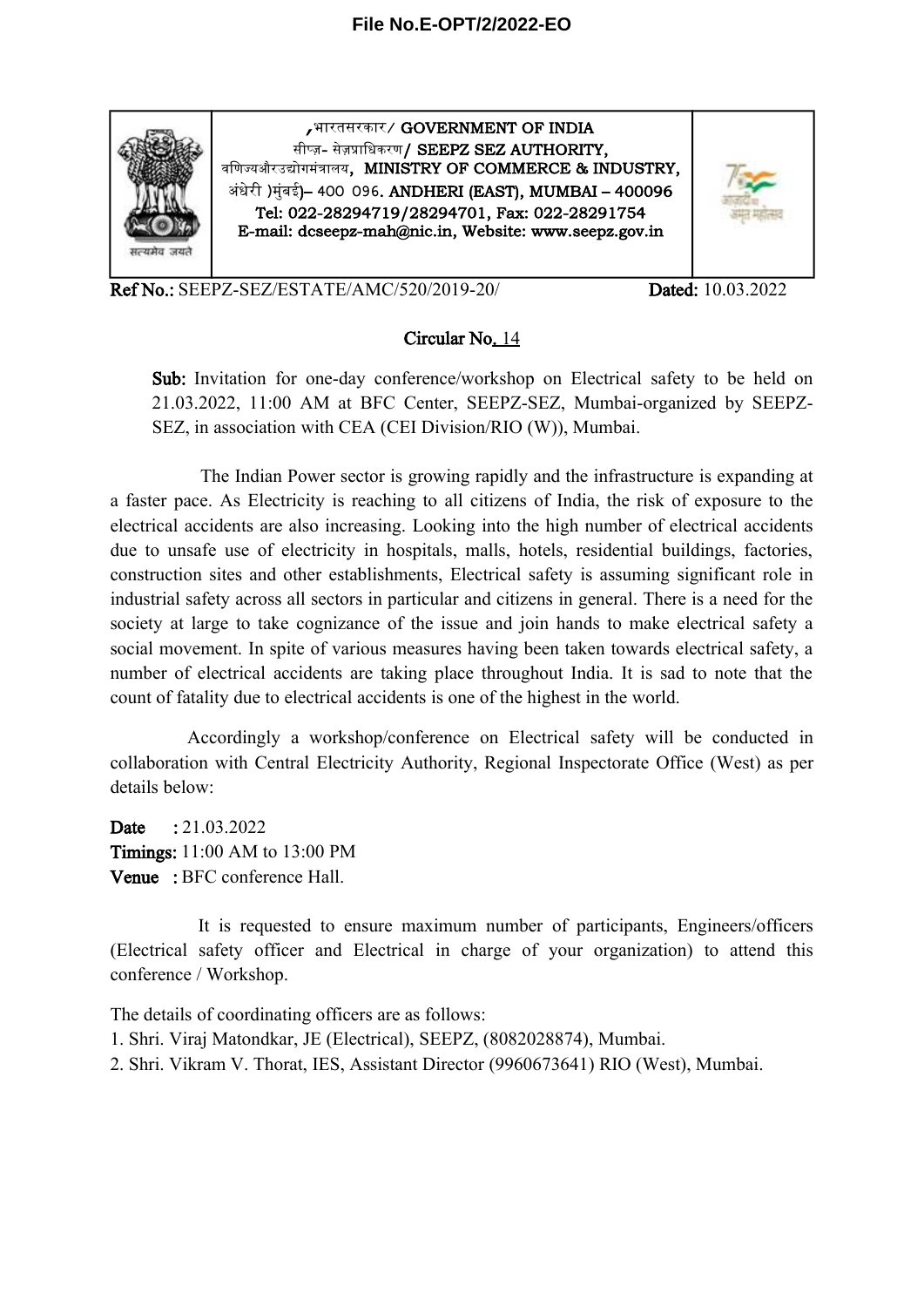**File No.E-OPT/2/2022-EO**

| ,भारतसरकार/ GOVERNMENT OF INDIA<br>सीप्ज़- सेज़प्राधिकरण/ SEEPZ SEZ AUTHORITY,<br>वणिज्यऔरउद्योगमंत्रालय, MINISTRY OF COMMERCE & INDUSTRY,<br>अंधेरी )मुंबई)– 400 096. ANDHERI (EAST), MUMBAI – 400096<br>Tel: 022-28294719/28294701, Fax: 022-28291754<br>E-mail: dcseepz-mah@nic.in, Website: www.seepz.gov.in |
|---|

**Ref No.:** SEEPZ-SEZ/ESTATE/AMC/520/2019-20/ **Dated:** 10.03.2022

## Circular No. 14

**Sub:** Invitation for one-day conference/workshop on Electrical safety to be held on 21.03.2022, 11:00 AM at BFC Center, SEEPZ-SEZ, Mumbai-organized by SEEPZ-SEZ, in association with CEA (CEI Division/RIO (W)), Mumbai.

The Indian Power sector is growing rapidly and the infrastructure is expanding at a faster pace. As Electricity is reaching to all citizens of India, the risk of exposure to the electrical accidents are also increasing. Looking into the high number of electrical accidents due to unsafe use of electricity in hospitals, malls, hotels, residential buildings, factories, construction sites and other establishments, Electrical safety is assuming significant role in industrial safety across all sectors in particular and citizens in general. There is a need for the society at large to take cognizance of the issue and join hands to make electrical safety a social movement. In spite of various measures having been taken towards electrical safety, a number of electrical accidents are taking place throughout India. It is sad to note that the count of fatality due to electrical accidents is one of the highest in the world.

Accordingly a workshop/conference on Electrical safety will be conducted in collaboration with Central Electricity Authority, Regional Inspectorate Office (West) as per details below:

**Date** : 21.03.2022
**Timings:** 11:00 AM to 13:00 PM
**Venue** : BFC conference Hall.

It is requested to ensure maximum number of participants, Engineers/officers (Electrical safety officer and Electrical in charge of your organization) to attend this conference / Workshop.

The details of coordinating officers are as follows:

1. Shri. Viraj Matondkar, JE (Electrical), SEEPZ, (8082028874), Mumbai.
2. Shri. Vikram V. Thorat, IES, Assistant Director (9960673641) RIO (West), Mumbai.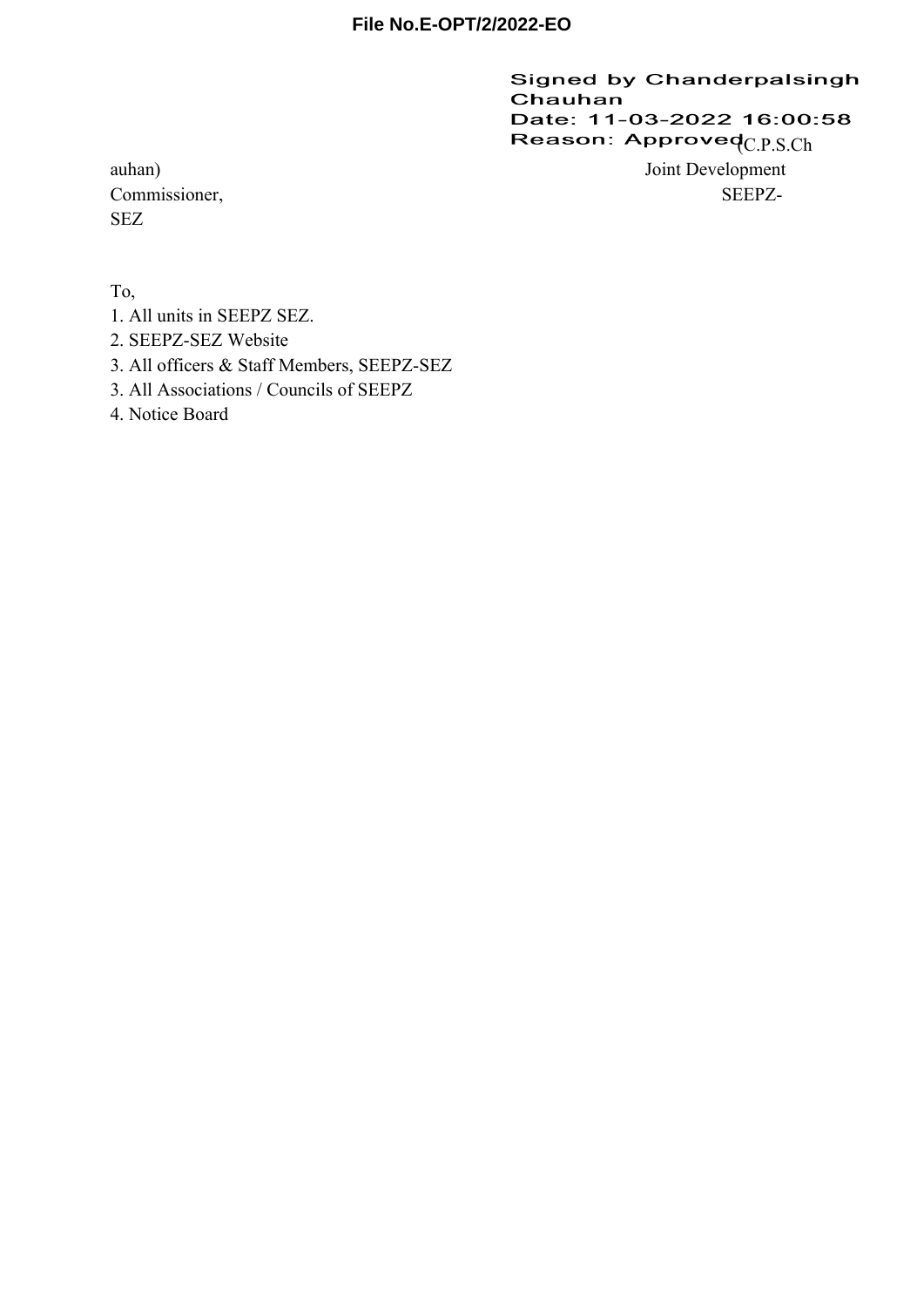File No.E-OPT/2/2022-EO

Signed by Chanderpalsingh Chauhan
Date: 11-03-2022 16:00:58
Reason: Approved

(C.P.S.Chauhan)
Joint Development Commissioner,
SEEPZ-SEZ

To,

1. All units in SEEPZ SEZ.
2. SEEPZ-SEZ Website
3. All officers & Staff Members, SEEPZ-SEZ
3. All Associations / Councils of SEEPZ
4. Notice Board